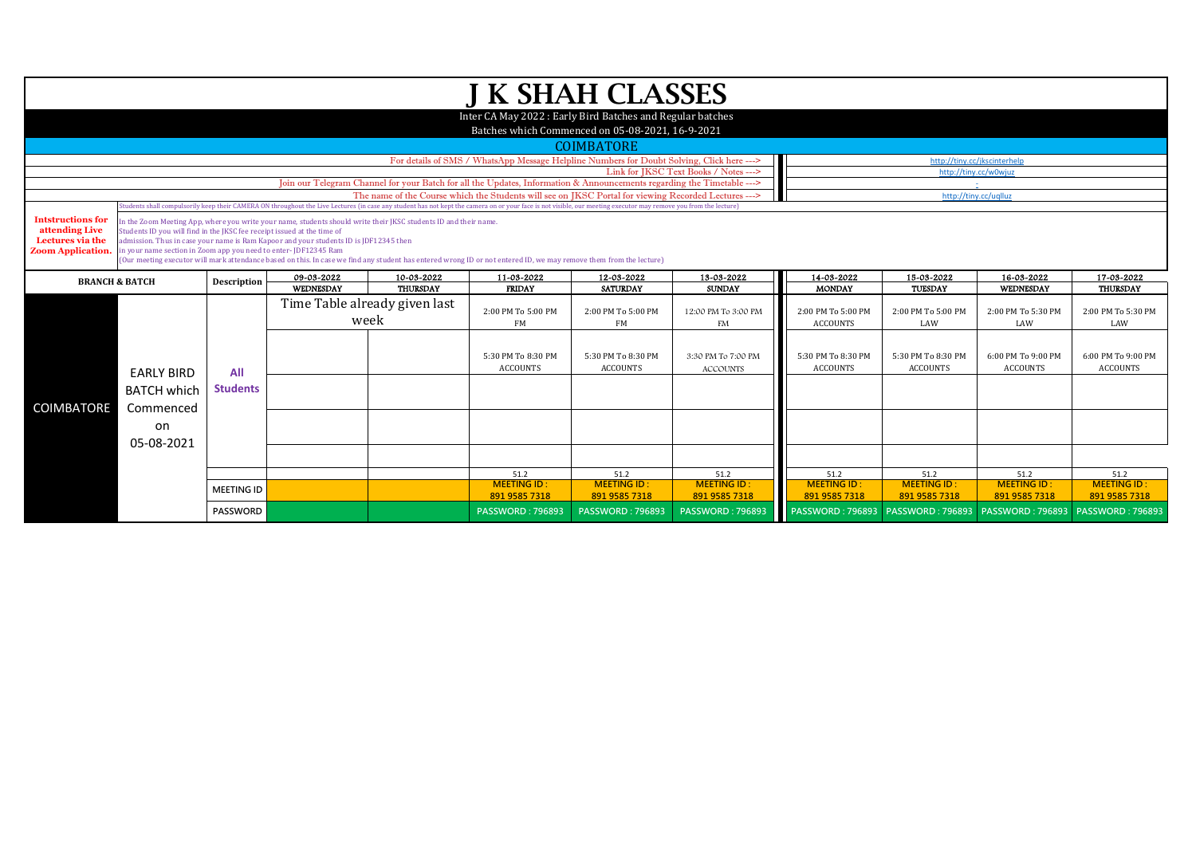# J K SHAH CLASSES

Inter CA May 2022 : Early Bird Batches and Regular batches

Batches which Commenced on 05-08-2021, 16-9-2021

## COIMBATORE

| | |
|---|---|
| For details of SMS / WhatsApp Message Helpline Numbers for Doubt Solving, Click here ---> | http://tiny.cc/jkscinterhelp |
| Link for JKSC Text Books / Notes ---> | http://tiny.cc/w0wjuz |
| Join our Telegram Channel for your Batch for all the Updates, Information & Announcements regarding the Timetable ---> | - |
| The name of the Course which the Students will see on JKSC Portal for viewing Recorded Lectures ---> | http://tiny.cc/uqlluz |

Students shall compulsorily keep their CAMERA ON throughout the Live Lectures (in case any student has not kept the camera on or your face is not visible, our meeting executor may remove you from the lecture)

**Intstructions for attending Live Lectures via the Zoom Application.**

In the Zoom Meeting App, where you write your name, students should write their JKSC students ID and their name.
Students ID you will find in the JKSC fee receipt issued at the time of admission. Thus in case your name is Ram Kapoor and your students ID is JDF12345 then in your name section in Zoom app you need to enter- JDF12345 Ram
(Our meeting executor will mark attendance based on this. In case we find any student has entered wrong ID or not entered ID, we may remove them from the lecture)

| BRANCH & BATCH | | Description | 09-03-2022 WEDNESDAY | 10-03-2022 THURSDAY | 11-03-2022 FRIDAY | 12-03-2022 SATURDAY | 13-03-2022 SUNDAY | 14-03-2022 MONDAY | 15-03-2022 TUESDAY | 16-03-2022 WEDNESDAY | 17-03-2022 THURSDAY |
|---|---|---|---|---|---|---|---|---|---|---|---|
| COIMBATORE | EARLY BIRD BATCH which Commenced on 05-08-2021 | All Students | Time Table already given last week | | 2:00 PM To 5:00 PM FM | 2:00 PM To 5:00 PM FM | 12:00 PM To 3:00 PM FM | 2:00 PM To 5:00 PM ACCOUNTS | 2:00 PM To 5:00 PM LAW | 2:00 PM To 5:30 PM LAW | 2:00 PM To 5:30 PM LAW |
| | | | | | 5:30 PM To 8:30 PM ACCOUNTS | 5:30 PM To 8:30 PM ACCOUNTS | 3:30 PM To 7:00 PM ACCOUNTS | 5:30 PM To 8:30 PM ACCOUNTS | 5:30 PM To 8:30 PM ACCOUNTS | 6:00 PM To 9:00 PM ACCOUNTS | 6:00 PM To 9:00 PM ACCOUNTS |
| | | | | | | | | | | | |
| | | | | | | | | | | | |
| | | | | | | | | | | | |
| | | | | | 51.2 | 51.2 | 51.2 | 51.2 | 51.2 | 51.2 | 51.2 |
| | | MEETING ID | | | MEETING ID : 891 9585 7318 | MEETING ID : 891 9585 7318 | MEETING ID : 891 9585 7318 | MEETING ID : 891 9585 7318 | MEETING ID : 891 9585 7318 | MEETING ID : 891 9585 7318 | MEETING ID : 891 9585 7318 |
| | | PASSWORD | | | PASSWORD : 796893 | PASSWORD : 796893 | PASSWORD : 796893 | PASSWORD : 796893 | PASSWORD : 796893 | PASSWORD : 796893 | PASSWORD : 796893 |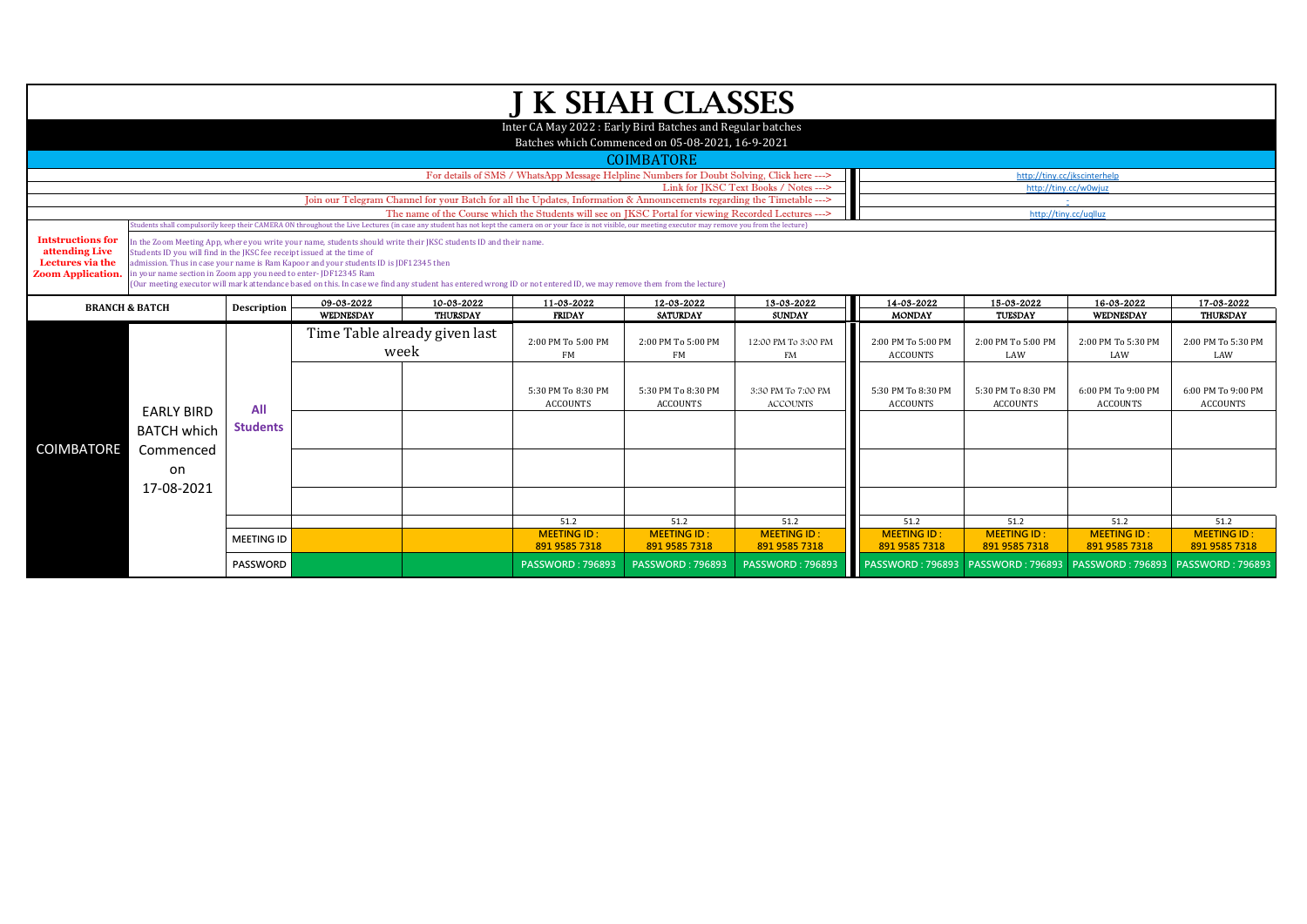# J K SHAH CLASSES

Inter CA May 2022 : Early Bird Batches and Regular batches

Batches which Commenced on 05-08-2021, 16-9-2021

## COIMBATORE

| | |
|---|---|
| For details of SMS / WhatsApp Message Helpline Numbers for Doubt Solving, Click here ---> | http://tiny.cc/jkscinterhelp |
| Link for JKSC Text Books / Notes ---> | http://tiny.cc/w0wjuz |
| Join our Telegram Channel for your Batch for all the Updates, Information & Announcements regarding the Timetable ---> | - |
| The name of the Course which the Students will see on JKSC Portal for viewing Recorded Lectures ---> | http://tiny.cc/uqlluz |

Students shall compulsorily keep their CAMERA ON throughout the Live Lectures (in case any student has not kept the camera on or your face is not visible, our meeting executor may remove you from the lecture)

**Intstructions for attending Live Lectures via the Zoom Application.**

In the Zoom Meeting App, where you write your name, students should write their JKSC students ID and their name.
Students ID you will find in the JKSC fee receipt issued at the time of admission. Thus in case your name is Ram Kapoor and your students ID is JDF12345 then in your name section in Zoom app you need to enter- JDF12345 Ram
(Our meeting executor will mark attendance based on this. In case we find any student has entered wrong ID or not entered ID, we may remove them from the lecture)

| BRANCH & BATCH | | Description | 09-03-2022 WEDNESDAY | 10-03-2022 THURSDAY | 11-03-2022 FRIDAY | 12-03-2022 SATURDAY | 13-03-2022 SUNDAY | 14-03-2022 MONDAY | 15-03-2022 TUESDAY | 16-03-2022 WEDNESDAY | 17-03-2022 THURSDAY |
|---|---|---|---|---|---|---|---|---|---|---|---|
| COIMBATORE | EARLY BIRD BATCH which Commenced on 17-08-2021 | All Students | Time Table already given last week | | 2:00 PM To 5:00 PM FM | 2:00 PM To 5:00 PM FM | 12:00 PM To 3:00 PM FM | 2:00 PM To 5:00 PM ACCOUNTS | 2:00 PM To 5:00 PM LAW | 2:00 PM To 5:30 PM LAW | 2:00 PM To 5:30 PM LAW |
| | | | | | 5:30 PM To 8:30 PM ACCOUNTS | 5:30 PM To 8:30 PM ACCOUNTS | 3:30 PM To 7:00 PM ACCOUNTS | 5:30 PM To 8:30 PM ACCOUNTS | 5:30 PM To 8:30 PM ACCOUNTS | 6:00 PM To 9:00 PM ACCOUNTS | 6:00 PM To 9:00 PM ACCOUNTS |
| | | | | | | | | | | | |
| | | | | | | | | | | | |
| | | | | | | | | | | | |
| | | | | | 51.2 | 51.2 | 51.2 | 51.2 | 51.2 | 51.2 | 51.2 |
| | | MEETING ID | | | MEETING ID : 891 9585 7318 | MEETING ID : 891 9585 7318 | MEETING ID : 891 9585 7318 | MEETING ID : 891 9585 7318 | MEETING ID : 891 9585 7318 | MEETING ID : 891 9585 7318 | MEETING ID : 891 9585 7318 |
| | | PASSWORD | | | PASSWORD : 796893 | PASSWORD : 796893 | PASSWORD : 796893 | PASSWORD : 796893 | PASSWORD : 796893 | PASSWORD : 796893 | PASSWORD : 796893 |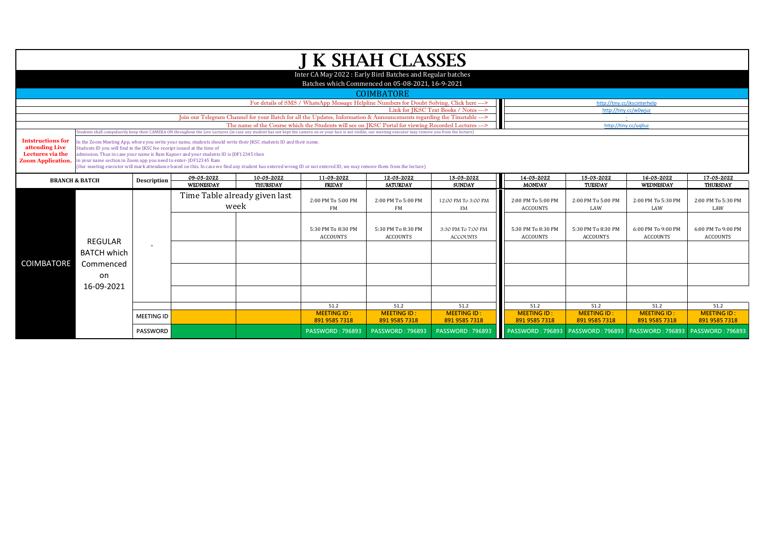# J K SHAH CLASSES

Inter CA May 2022 : Early Bird Batches and Regular batches

Batches which Commenced on 05-08-2021, 16-9-2021

## COIMBATORE

| | |
|---|---|
| For details of SMS / WhatsApp Message Helpline Numbers for Doubt Solving, Click here ---> | http://tiny.cc/jkscinterhelp |
| Link for JKSC Text Books / Notes ---> | http://tiny.cc/w0wjuz |
| Join our Telegram Channel for your Batch for all the Updates, Information & Announcements regarding the Timetable ---> | - |
| The name of the Course which the Students will see on JKSC Portal for viewing Recorded Lectures ---> | http://tiny.cc/uqlluz |

**Intstructions for attending Live Lectures via the Zoom Application.**

Students shall compulsorily keep their CAMERA ON throughout the Live Lectures (in case any student has not kept the camera on or your face is not visible, our meeting executor may remove you from the lecture)

In the Zoom Meeting App, where you write your name, students should write their JKSC students ID and their name.
Students ID you will find in the JKSC fee receipt issued at the time of admission. Thus in case your name is Ram Kapoor and your students ID is JDF12345 then in your name section in Zoom app you need to enter- JDF12345 Ram
(Our meeting executor will mark attendance based on this. In case we find any student has entered wrong ID or not entered ID, we may remove them from the lecture)

| BRANCH & BATCH | | Description | 09-03-2022 WEDNESDAY | 10-03-2022 THURSDAY | 11-03-2022 FRIDAY | 12-03-2022 SATURDAY | 13-03-2022 SUNDAY | 14-03-2022 MONDAY | 15-03-2022 TUESDAY | 16-03-2022 WEDNESDAY | 17-03-2022 THURSDAY |
|---|---|---|---|---|---|---|---|---|---|---|---|
| COIMBATORE | REGULAR BATCH which Commenced on 16-09-2021 | - | Time Table already given last week | | 2:00 PM To 5:00 PM FM | 2:00 PM To 5:00 PM FM | 12:00 PM To 3:00 PM FM | 2:00 PM To 5:00 PM ACCOUNTS | 2:00 PM To 5:00 PM LAW | 2:00 PM To 5:30 PM LAW | 2:00 PM To 5:30 PM LAW |
| | | | | | 5:30 PM To 8:30 PM ACCOUNTS | 5:30 PM To 8:30 PM ACCOUNTS | 3:30 PM To 7:00 PM ACCOUNTS | 5:30 PM To 8:30 PM ACCOUNTS | 5:30 PM To 8:30 PM ACCOUNTS | 6:00 PM To 9:00 PM ACCOUNTS | 6:00 PM To 9:00 PM ACCOUNTS |
| | | | | | | | | | | | |
| | | | | | | | | | | | |
| | | | | | | | | | | | |
| | | | | | 51.2 | 51.2 | 51.2 | 51.2 | 51.2 | 51.2 | 51.2 |
| | | MEETING ID | | | MEETING ID : 891 9585 7318 | MEETING ID : 891 9585 7318 | MEETING ID : 891 9585 7318 | MEETING ID : 891 9585 7318 | MEETING ID : 891 9585 7318 | MEETING ID : 891 9585 7318 | MEETING ID : 891 9585 7318 |
| | | PASSWORD | | | PASSWORD : 796893 | PASSWORD : 796893 | PASSWORD : 796893 | PASSWORD : 796893 | PASSWORD : 796893 | PASSWORD : 796893 | PASSWORD : 796893 |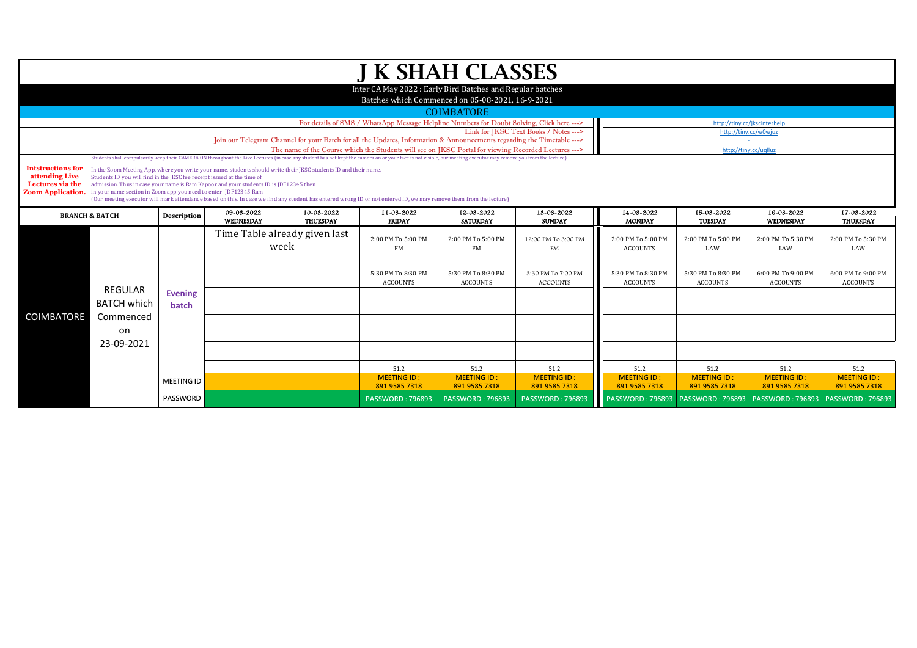# J K SHAH CLASSES

Inter CA May 2022 : Early Bird Batches and Regular batches

Batches which Commenced on 05-08-2021, 16-9-2021

## COIMBATORE

| | |
|---|---|
| For details of SMS / WhatsApp Message Helpline Numbers for Doubt Solving, Click here ---> | http://tiny.cc/jkscinterhelp |
| Link for JKSC Text Books / Notes ---> | http://tiny.cc/w0wjuz |
| Join our Telegram Channel for your Batch for all the Updates, Information & Announcements regarding the Timetable ---> | - |
| The name of the Course which the Students will see on JKSC Portal for viewing Recorded Lectures ---> | http://tiny.cc/uqlluz |

**Intstructions for attending Live Lectures via the Zoom Application.**

Students shall compulsorily keep their CAMERA ON throughout the Live Lectures (in case any student has not kept the camera on or your face is not visible, our meeting executor may remove you from the lecture)

In the Zoom Meeting App, where you write your name, students should write their JKSC students ID and their name.
Students ID you will find in the JKSC fee receipt issued at the time of admission. Thus in case your name is Ram Kapoor and your students ID is JDF12345 then in your name section in Zoom app you need to enter- JDF12345 Ram
(Our meeting executor will mark attendance based on this. In case we find any student has entered wrong ID or not entered ID, we may remove them from the lecture)

| BRANCH & BATCH | | Description | 09-03-2022 WEDNESDAY | 10-03-2022 THURSDAY | 11-03-2022 FRIDAY | 12-03-2022 SATURDAY | 13-03-2022 SUNDAY | 14-03-2022 MONDAY | 15-03-2022 TUESDAY | 16-03-2022 WEDNESDAY | 17-03-2022 THURSDAY |
|---|---|---|---|---|---|---|---|---|---|---|---|
| COIMBATORE | REGULAR BATCH which Commenced on 23-09-2021 | Evening batch | Time Table already given last week | | 2:00 PM To 5:00 PM FM | 2:00 PM To 5:00 PM FM | 12:00 PM To 3:00 PM FM | 2:00 PM To 5:00 PM ACCOUNTS | 2:00 PM To 5:00 PM LAW | 2:00 PM To 5:30 PM LAW | 2:00 PM To 5:30 PM LAW |
| | | | | | 5:30 PM To 8:30 PM ACCOUNTS | 5:30 PM To 8:30 PM ACCOUNTS | 3:30 PM To 7:00 PM ACCOUNTS | 5:30 PM To 8:30 PM ACCOUNTS | 5:30 PM To 8:30 PM ACCOUNTS | 6:00 PM To 9:00 PM ACCOUNTS | 6:00 PM To 9:00 PM ACCOUNTS |
| | | | | | | | | | | | |
| | | | | | | | | | | | |
| | | | | | | | | | | | |
| | | | | | 51.2 | 51.2 | 51.2 | 51.2 | 51.2 | 51.2 | 51.2 |
| | | MEETING ID | | | MEETING ID : 891 9585 7318 | MEETING ID : 891 9585 7318 | MEETING ID : 891 9585 7318 | MEETING ID : 891 9585 7318 | MEETING ID : 891 9585 7318 | MEETING ID : 891 9585 7318 | MEETING ID : 891 9585 7318 |
| | | PASSWORD | | | PASSWORD : 796893 | PASSWORD : 796893 | PASSWORD : 796893 | PASSWORD : 796893 | PASSWORD : 796893 | PASSWORD : 796893 | PASSWORD : 796893 |